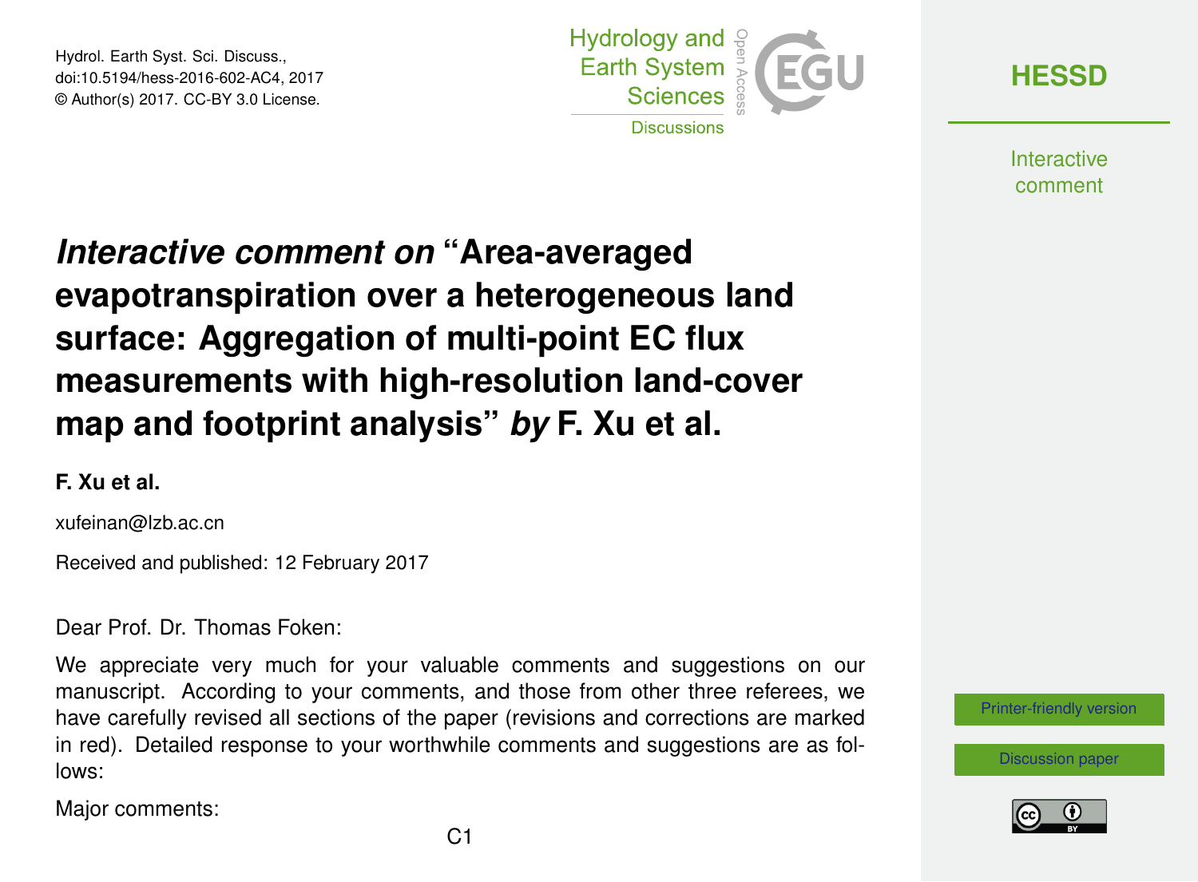# *Interactive comment on* "Area-averaged evapotranspiration over a heterogeneous land surface: Aggregation of multi-point EC flux measurements with high-resolution land-cover map and footprint analysis" *by* F. Xu et al.

**F. Xu et al.**

xufeinan@lzb.ac.cn

Received and published: 12 February 2017

Dear Prof. Dr. Thomas Foken:

We appreciate very much for your valuable comments and suggestions on our manuscript. According to your comments, and those from other three referees, we have carefully revised all sections of the paper (revisions and corrections are marked in red). Detailed response to your worthwhile comments and suggestions are as follows:

Major comments: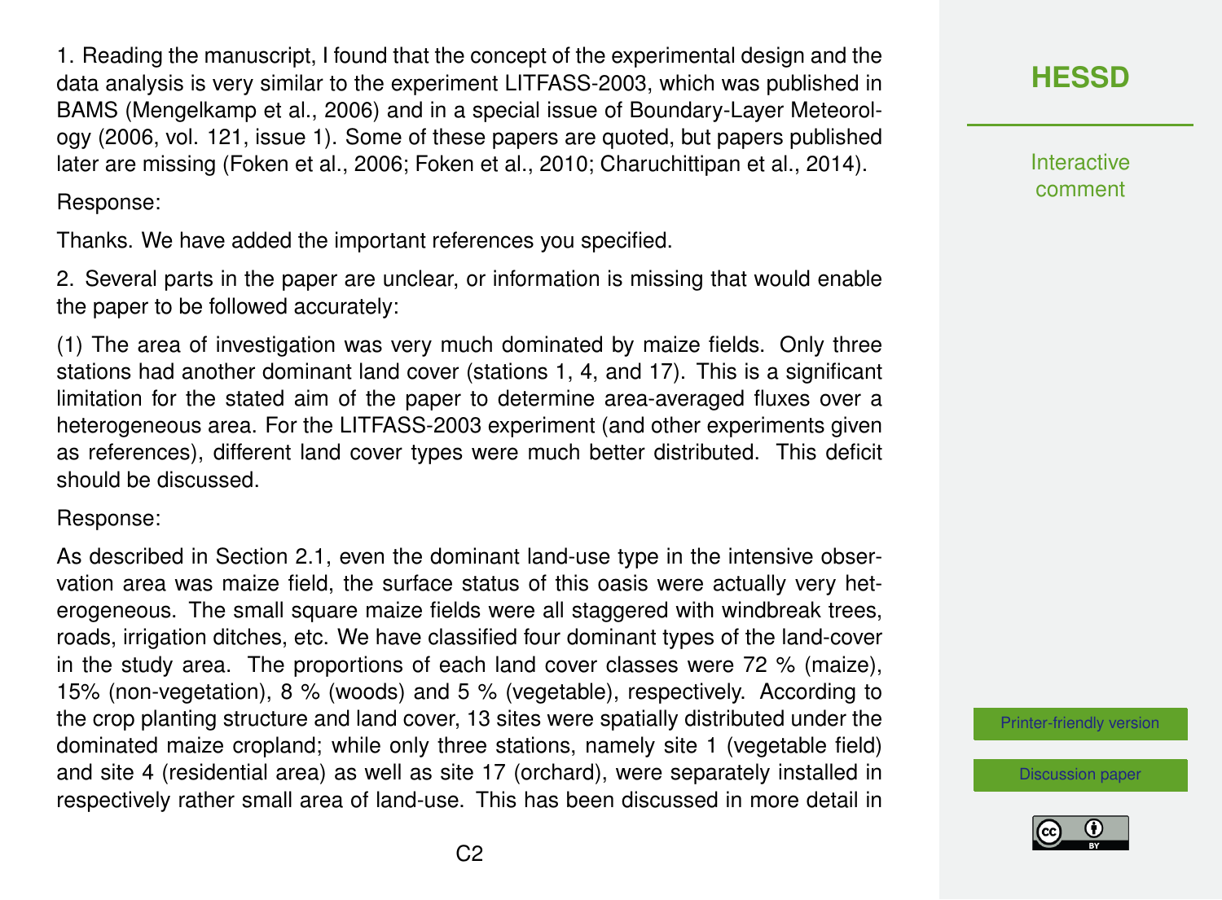1. Reading the manuscript, I found that the concept of the experimental design and the data analysis is very similar to the experiment LITFASS-2003, which was published in BAMS (Mengelkamp et al., 2006) and in a special issue of Boundary-Layer Meteorology (2006, vol. 121, issue 1). Some of these papers are quoted, but papers published later are missing (Foken et al., 2006; Foken et al., 2010; Charuchittipan et al., 2014).

Response:

Thanks. We have added the important references you specified.

2. Several parts in the paper are unclear, or information is missing that would enable the paper to be followed accurately:

(1) The area of investigation was very much dominated by maize fields. Only three stations had another dominant land cover (stations 1, 4, and 17). This is a significant limitation for the stated aim of the paper to determine area-averaged fluxes over a heterogeneous area. For the LITFASS-2003 experiment (and other experiments given as references), different land cover types were much better distributed. This deficit should be discussed.

Response:

As described in Section 2.1, even the dominant land-use type in the intensive observation area was maize field, the surface status of this oasis were actually very heterogeneous. The small square maize fields were all staggered with windbreak trees, roads, irrigation ditches, etc. We have classified four dominant types of the land-cover in the study area. The proportions of each land cover classes were 72 % (maize), 15% (non-vegetation), 8 % (woods) and 5 % (vegetable), respectively. According to the crop planting structure and land cover, 13 sites were spatially distributed under the dominated maize cropland; while only three stations, namely site 1 (vegetable field) and site 4 (residential area) as well as site 17 (orchard), were separately installed in respectively rather small area of land-use. This has been discussed in more detail in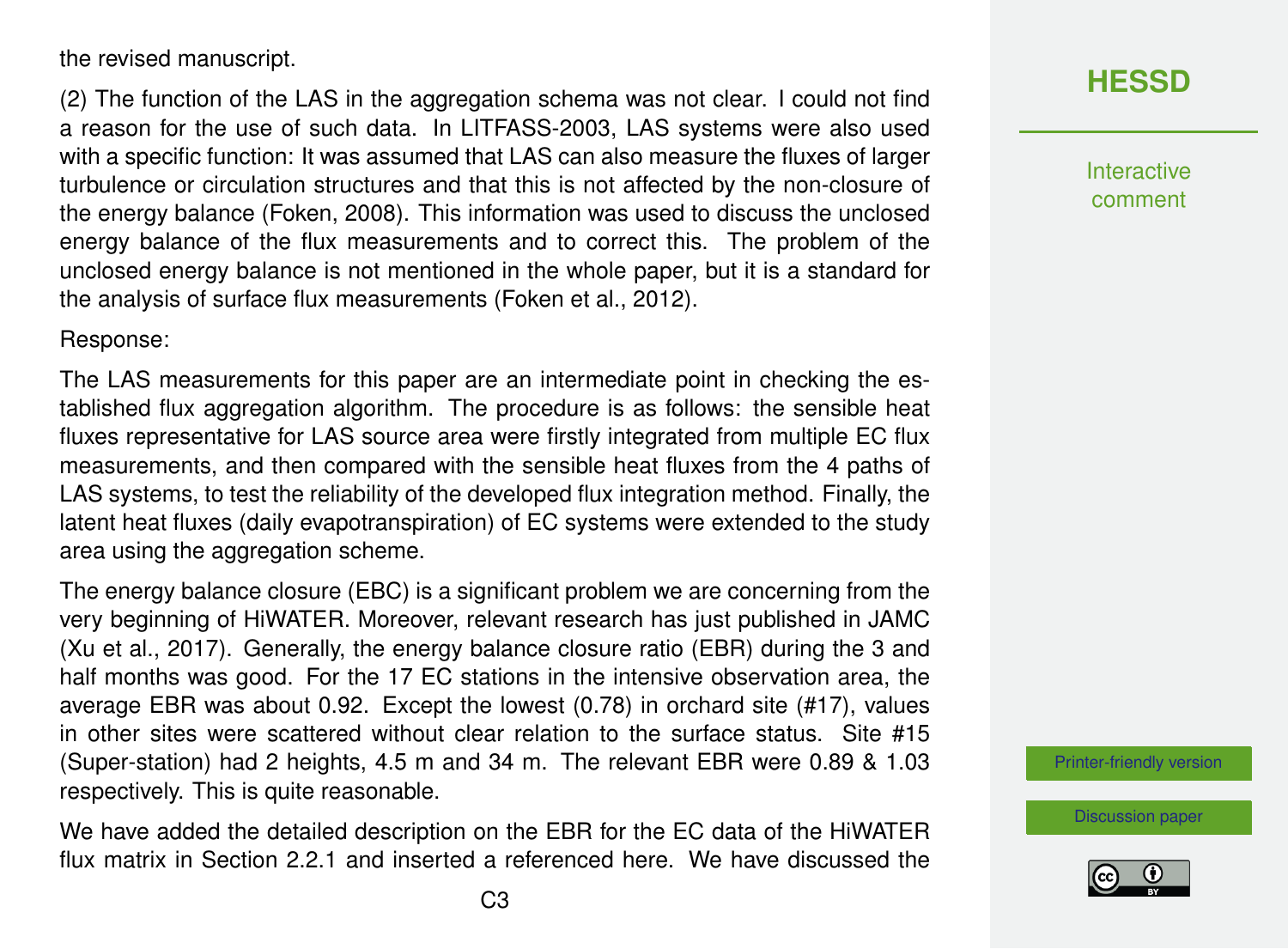the revised manuscript.

(2) The function of the LAS in the aggregation schema was not clear. I could not find a reason for the use of such data. In LITFASS-2003, LAS systems were also used with a specific function: It was assumed that LAS can also measure the fluxes of larger turbulence or circulation structures and that this is not affected by the non-closure of the energy balance (Foken, 2008). This information was used to discuss the unclosed energy balance of the flux measurements and to correct this. The problem of the unclosed energy balance is not mentioned in the whole paper, but it is a standard for the analysis of surface flux measurements (Foken et al., 2012).

Response:

The LAS measurements for this paper are an intermediate point in checking the established flux aggregation algorithm. The procedure is as follows: the sensible heat fluxes representative for LAS source area were firstly integrated from multiple EC flux measurements, and then compared with the sensible heat fluxes from the 4 paths of LAS systems, to test the reliability of the developed flux integration method. Finally, the latent heat fluxes (daily evapotranspiration) of EC systems were extended to the study area using the aggregation scheme.

The energy balance closure (EBC) is a significant problem we are concerning from the very beginning of HiWATER. Moreover, relevant research has just published in JAMC (Xu et al., 2017). Generally, the energy balance closure ratio (EBR) during the 3 and half months was good. For the 17 EC stations in the intensive observation area, the average EBR was about 0.92. Except the lowest (0.78) in orchard site (#17), values in other sites were scattered without clear relation to the surface status. Site #15 (Super-station) had 2 heights, 4.5 m and 34 m. The relevant EBR were 0.89 & 1.03 respectively. This is quite reasonable.

We have added the detailed description on the EBR for the EC data of the HiWATER flux matrix in Section 2.2.1 and inserted a referenced here. We have discussed the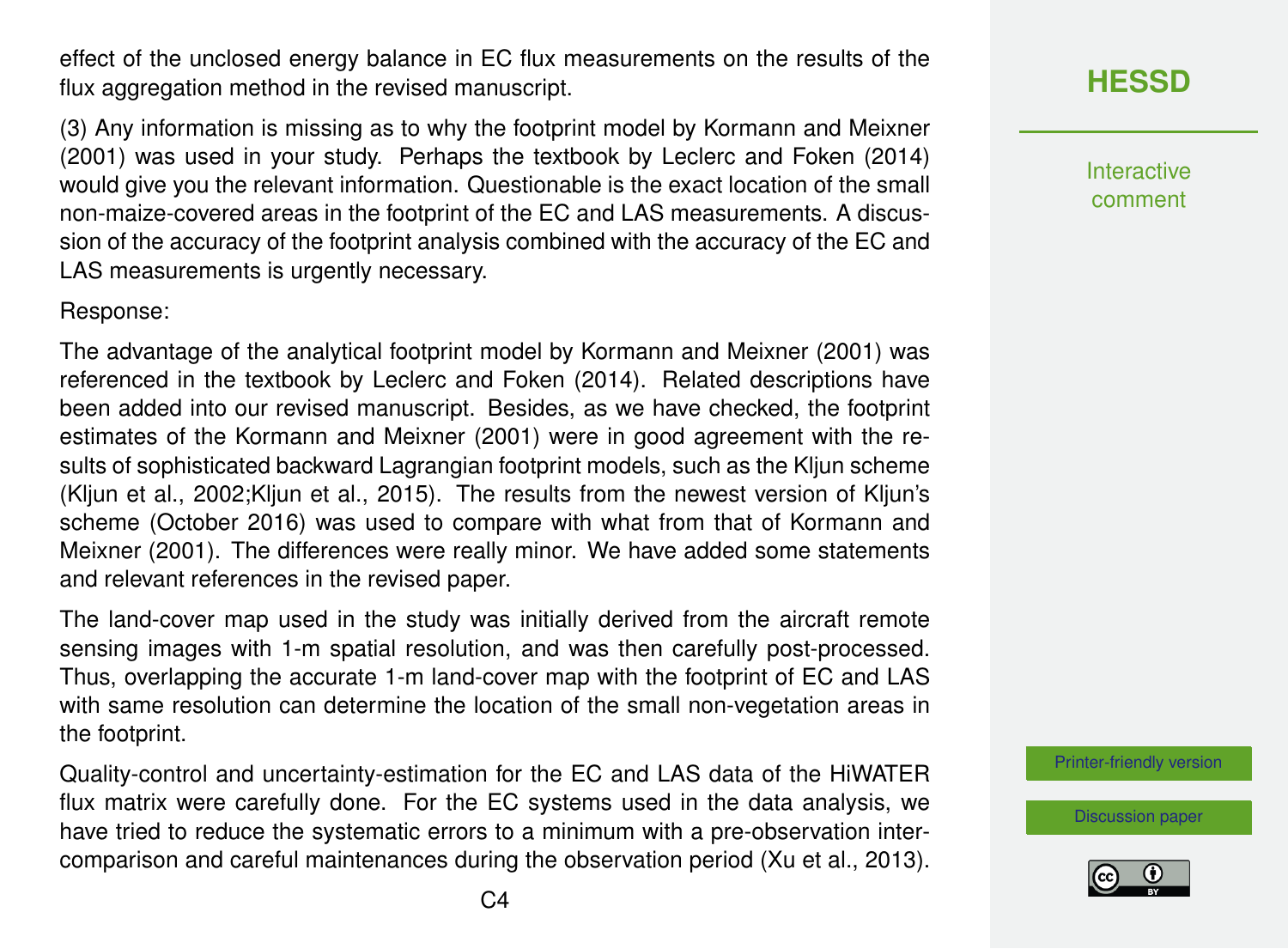effect of the unclosed energy balance in EC flux measurements on the results of the flux aggregation method in the revised manuscript.

(3) Any information is missing as to why the footprint model by Kormann and Meixner (2001) was used in your study. Perhaps the textbook by Leclerc and Foken (2014) would give you the relevant information. Questionable is the exact location of the small non-maize-covered areas in the footprint of the EC and LAS measurements. A discussion of the accuracy of the footprint analysis combined with the accuracy of the EC and LAS measurements is urgently necessary.

Response:

The advantage of the analytical footprint model by Kormann and Meixner (2001) was referenced in the textbook by Leclerc and Foken (2014). Related descriptions have been added into our revised manuscript. Besides, as we have checked, the footprint estimates of the Kormann and Meixner (2001) were in good agreement with the results of sophisticated backward Lagrangian footprint models, such as the Kljun scheme (Kljun et al., 2002;Kljun et al., 2015). The results from the newest version of Kljun's scheme (October 2016) was used to compare with what from that of Kormann and Meixner (2001). The differences were really minor. We have added some statements and relevant references in the revised paper.

The land-cover map used in the study was initially derived from the aircraft remote sensing images with 1-m spatial resolution, and was then carefully post-processed. Thus, overlapping the accurate 1-m land-cover map with the footprint of EC and LAS with same resolution can determine the location of the small non-vegetation areas in the footprint.

Quality-control and uncertainty-estimation for the EC and LAS data of the HiWATER flux matrix were carefully done. For the EC systems used in the data analysis, we have tried to reduce the systematic errors to a minimum with a pre-observation intercomparison and careful maintenances during the observation period (Xu et al., 2013).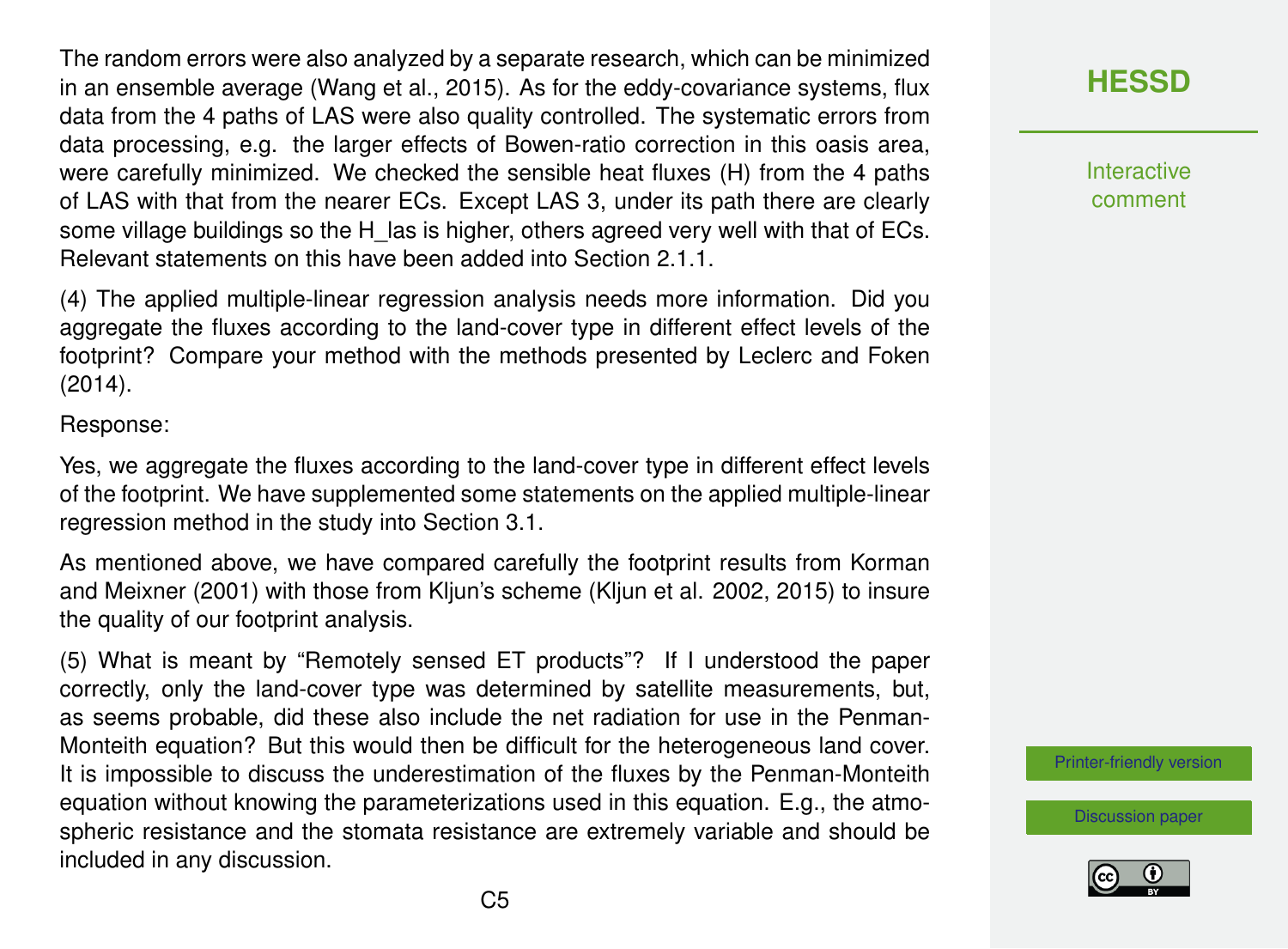The random errors were also analyzed by a separate research, which can be minimized in an ensemble average (Wang et al., 2015). As for the eddy-covariance systems, flux data from the 4 paths of LAS were also quality controlled. The systematic errors from data processing, e.g. the larger effects of Bowen-ratio correction in this oasis area, were carefully minimized. We checked the sensible heat fluxes (H) from the 4 paths of LAS with that from the nearer ECs. Except LAS 3, under its path there are clearly some village buildings so the $H_{las}$ is higher, others agreed very well with that of ECs. Relevant statements on this have been added into Section 2.1.1.

(4) The applied multiple-linear regression analysis needs more information. Did you aggregate the fluxes according to the land-cover type in different effect levels of the footprint? Compare your method with the methods presented by Leclerc and Foken (2014).

Response:

Yes, we aggregate the fluxes according to the land-cover type in different effect levels of the footprint. We have supplemented some statements on the applied multiple-linear regression method in the study into Section 3.1.

As mentioned above, we have compared carefully the footprint results from Korman and Meixner (2001) with those from Kljun's scheme (Kljun et al. 2002, 2015) to insure the quality of our footprint analysis.

(5) What is meant by "Remotely sensed ET products"? If I understood the paper correctly, only the land-cover type was determined by satellite measurements, but, as seems probable, did these also include the net radiation for use in the Penman-Monteith equation? But this would then be difficult for the heterogeneous land cover. It is impossible to discuss the underestimation of the fluxes by the Penman-Monteith equation without knowing the parameterizations used in this equation. E.g., the atmospheric resistance and the stomata resistance are extremely variable and should be included in any discussion.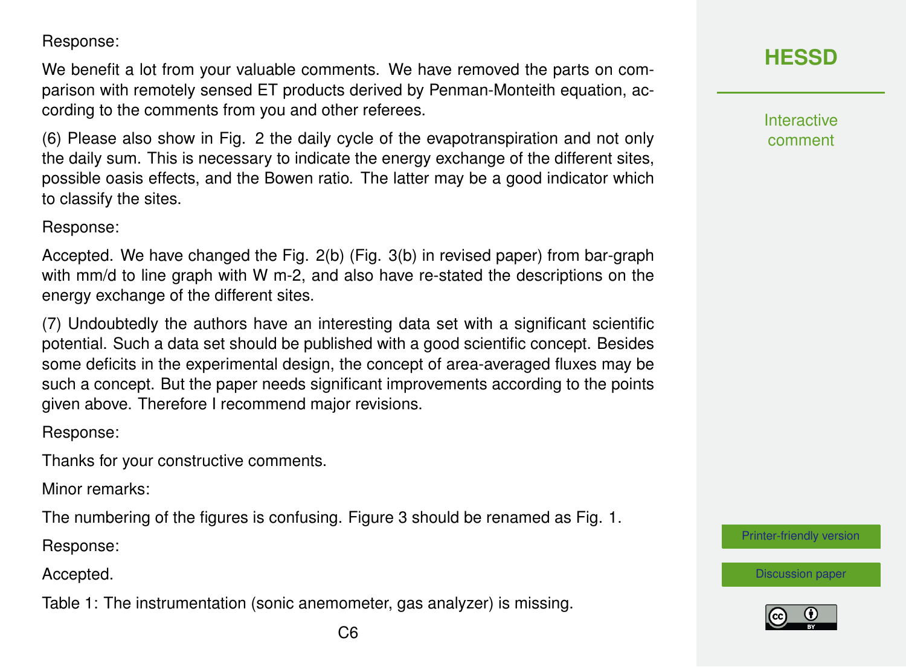Response:

We benefit a lot from your valuable comments. We have removed the parts on comparison with remotely sensed ET products derived by Penman-Monteith equation, according to the comments from you and other referees.

(6) Please also show in Fig. 2 the daily cycle of the evapotranspiration and not only the daily sum. This is necessary to indicate the energy exchange of the different sites, possible oasis effects, and the Bowen ratio. The latter may be a good indicator which to classify the sites.

Response:

Accepted. We have changed the Fig. 2(b) (Fig. 3(b) in revised paper) from bar-graph with mm/d to line graph with W m-2, and also have re-stated the descriptions on the energy exchange of the different sites.

(7) Undoubtedly the authors have an interesting data set with a significant scientific potential. Such a data set should be published with a good scientific concept. Besides some deficits in the experimental design, the concept of area-averaged fluxes may be such a concept. But the paper needs significant improvements according to the points given above. Therefore I recommend major revisions.

Response:

Thanks for your constructive comments.

Minor remarks:

The numbering of the figures is confusing. Figure 3 should be renamed as Fig. 1.

Response:

Accepted.

Table 1: The instrumentation (sonic anemometer, gas analyzer) is missing.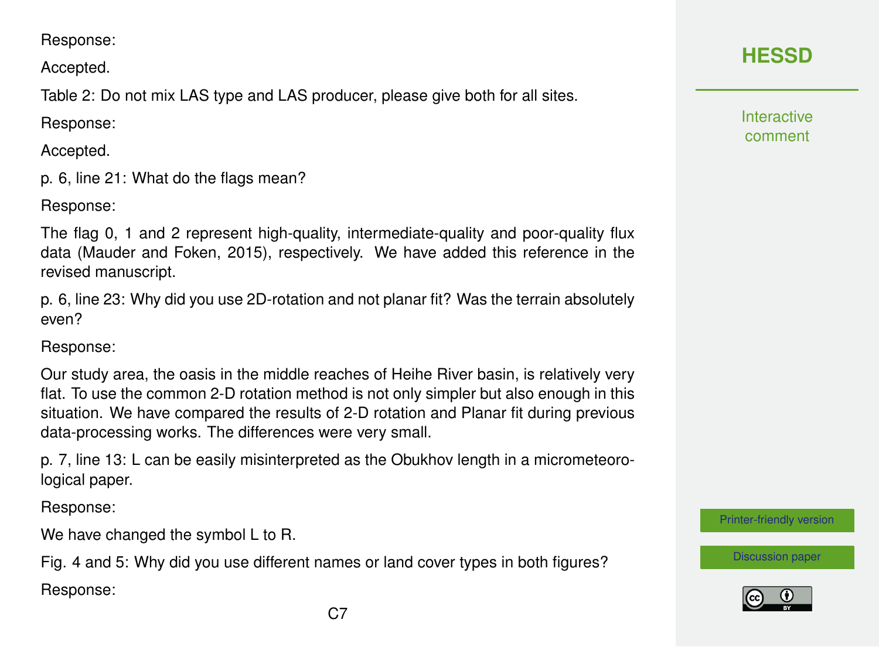Response:

Accepted.

Table 2: Do not mix LAS type and LAS producer, please give both for all sites.

Response:

Accepted.

p. 6, line 21: What do the flags mean?

Response:

The flag 0, 1 and 2 represent high-quality, intermediate-quality and poor-quality flux data (Mauder and Foken, 2015), respectively. We have added this reference in the revised manuscript.

p. 6, line 23: Why did you use 2D-rotation and not planar fit? Was the terrain absolutely even?

Response:

Our study area, the oasis in the middle reaches of Heihe River basin, is relatively very flat. To use the common 2-D rotation method is not only simpler but also enough in this situation. We have compared the results of 2-D rotation and Planar fit during previous data-processing works. The differences were very small.

p. 7, line 13: L can be easily misinterpreted as the Obukhov length in a micrometeorological paper.

Response:

We have changed the symbol L to R.

Fig. 4 and 5: Why did you use different names or land cover types in both figures?

Response: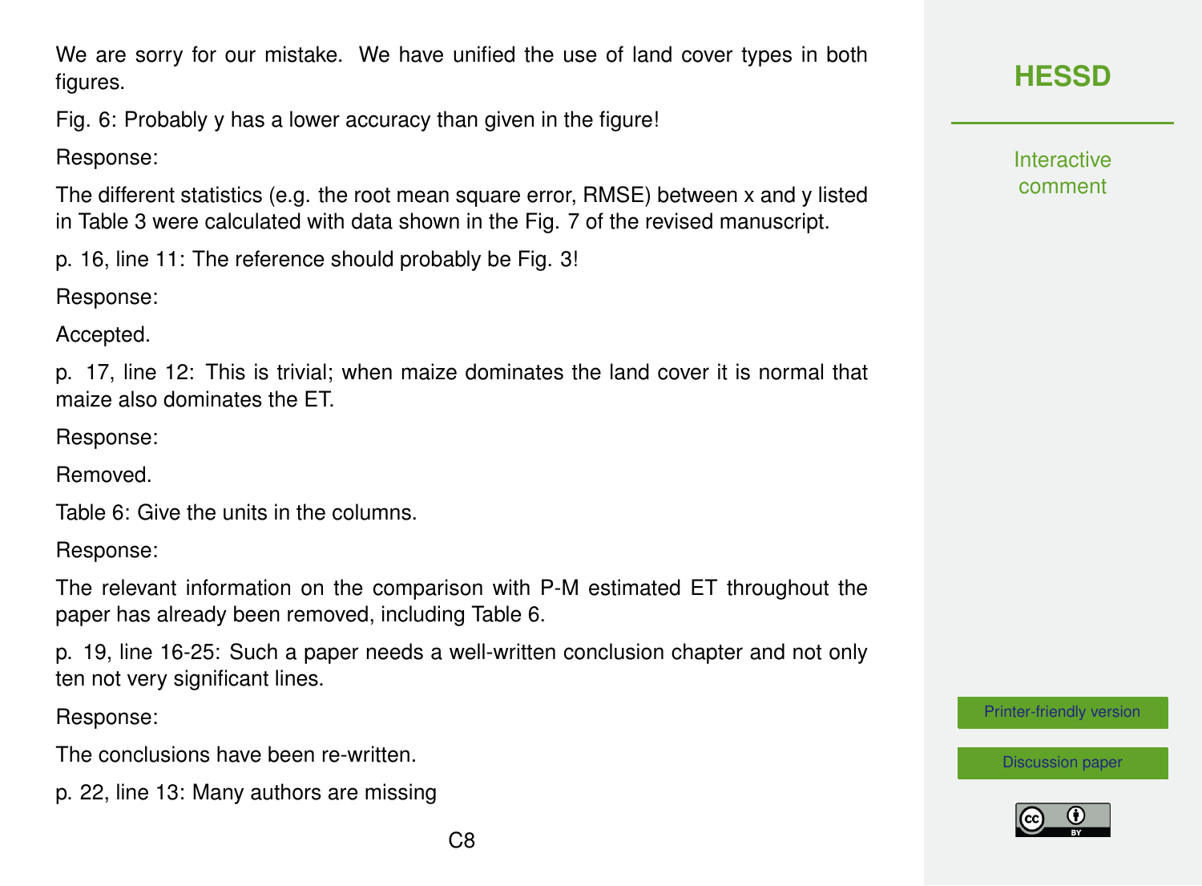We are sorry for our mistake. We have unified the use of land cover types in both figures.

Fig. 6: Probably y has a lower accuracy than given in the figure!

Response:

The different statistics (e.g. the root mean square error, RMSE) between x and y listed in Table 3 were calculated with data shown in the Fig. 7 of the revised manuscript.

p. 16, line 11: The reference should probably be Fig. 3!

Response:

Accepted.

p. 17, line 12: This is trivial; when maize dominates the land cover it is normal that maize also dominates the ET.

Response:

Removed.

Table 6: Give the units in the columns.

Response:

The relevant information on the comparison with P-M estimated ET throughout the paper has already been removed, including Table 6.

p. 19, line 16-25: Such a paper needs a well-written conclusion chapter and not only ten not very significant lines.

Response:

The conclusions have been re-written.

p. 22, line 13: Many authors are missing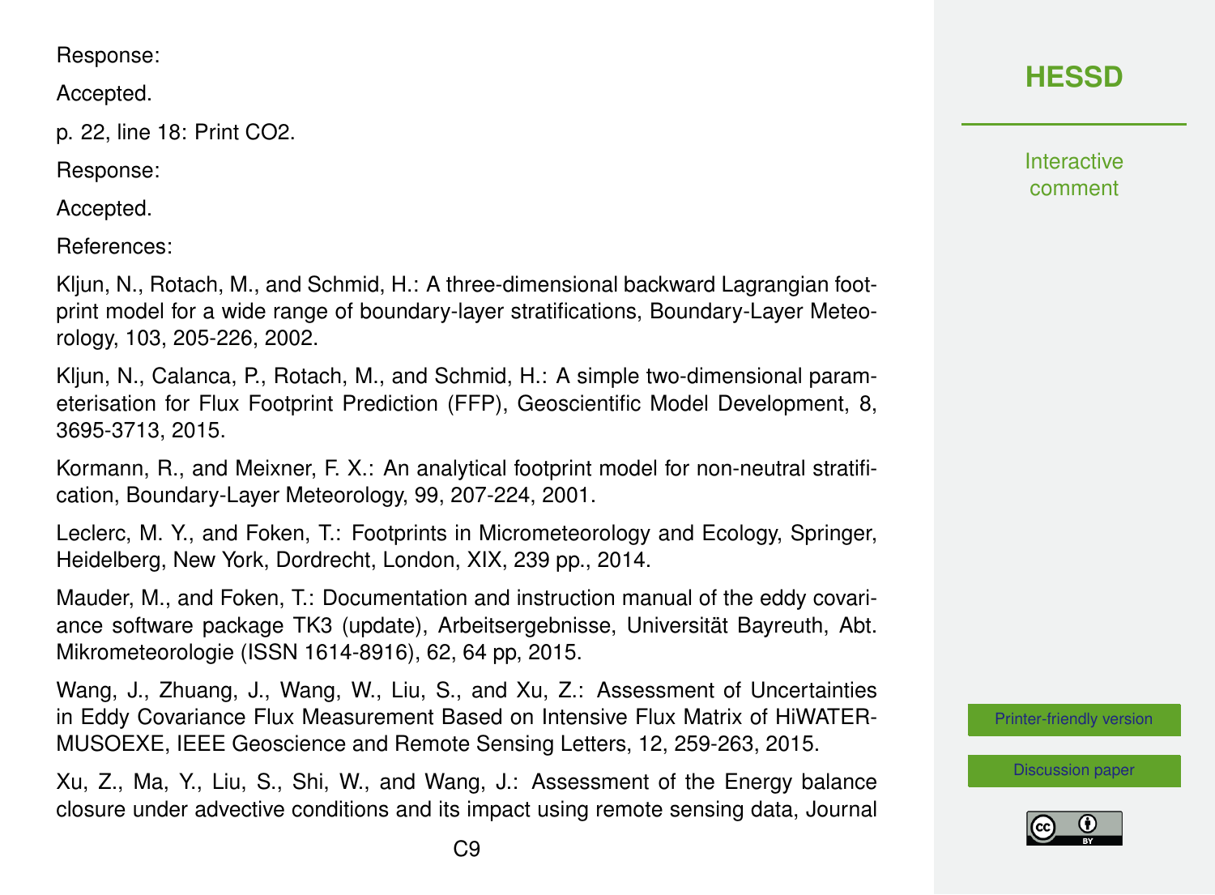Response:

Accepted.

p. 22, line 18: Print $CO_2$.

Response:

Accepted.

References:

Kljun, N., Rotach, M., and Schmid, H.: A three-dimensional backward Lagrangian footprint model for a wide range of boundary-layer stratifications, Boundary-Layer Meteorology, 103, 205-226, 2002.

Kljun, N., Calanca, P., Rotach, M., and Schmid, H.: A simple two-dimensional parameterisation for Flux Footprint Prediction (FFP), Geoscientific Model Development, 8, 3695-3713, 2015.

Kormann, R., and Meixner, F. X.: An analytical footprint model for non-neutral stratification, Boundary-Layer Meteorology, 99, 207-224, 2001.

Leclerc, M. Y., and Foken, T.: Footprints in Micrometeorology and Ecology, Springer, Heidelberg, New York, Dordrecht, London, XIX, 239 pp., 2014.

Mauder, M., and Foken, T.: Documentation and instruction manual of the eddy covariance software package TK3 (update), Arbeitsergebnisse, Universität Bayreuth, Abt. Mikrometeorologie (ISSN 1614-8916), 62, 64 pp, 2015.

Wang, J., Zhuang, J., Wang, W., Liu, S., and Xu, Z.: Assessment of Uncertainties in Eddy Covariance Flux Measurement Based on Intensive Flux Matrix of HiWATER-MUSOEXE, IEEE Geoscience and Remote Sensing Letters, 12, 259-263, 2015.

Xu, Z., Ma, Y., Liu, S., Shi, W., and Wang, J.: Assessment of the Energy balance closure under advective conditions and its impact using remote sensing data, Journal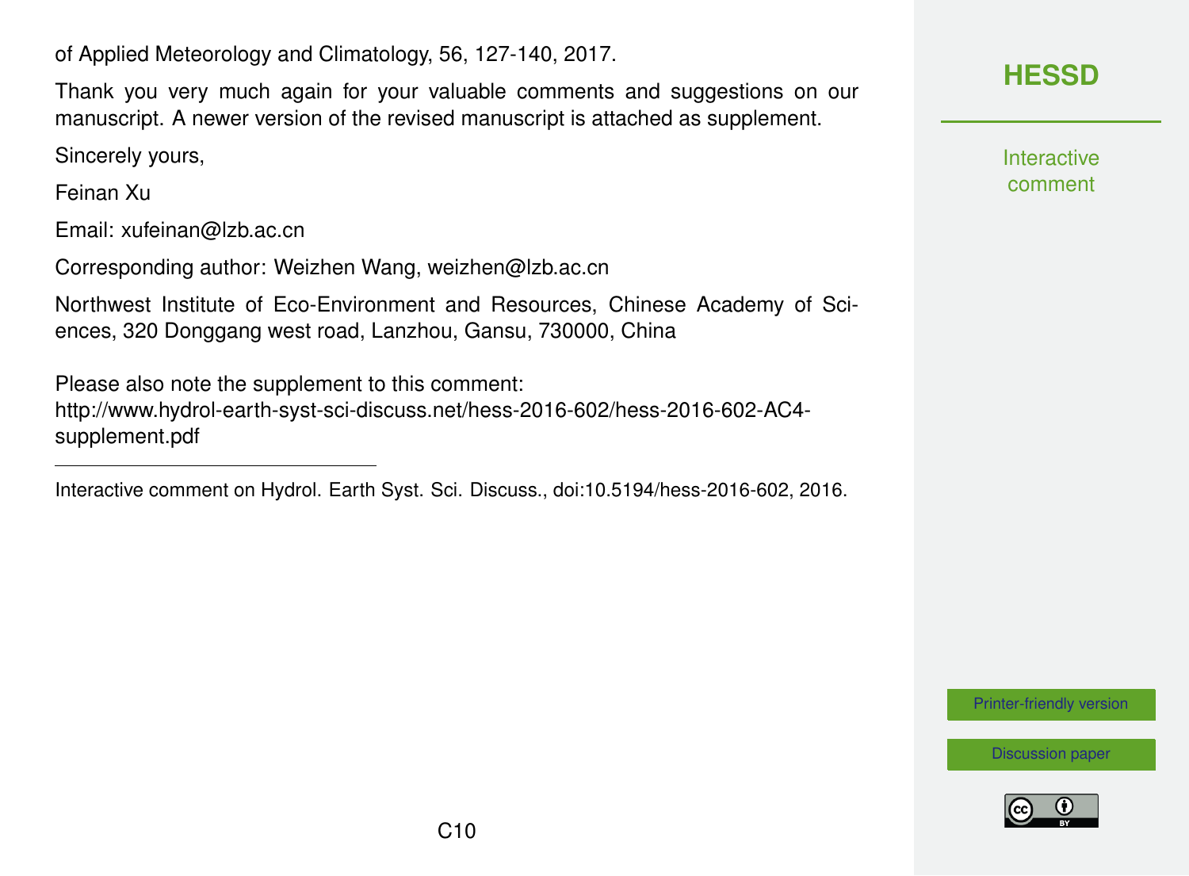of Applied Meteorology and Climatology, 56, 127-140, 2017.

Thank you very much again for your valuable comments and suggestions on our manuscript. A newer version of the revised manuscript is attached as supplement.

Sincerely yours,

Feinan Xu

Email: xufeinan@lzb.ac.cn

Corresponding author: Weizhen Wang, weizhen@lzb.ac.cn

Northwest Institute of Eco-Environment and Resources, Chinese Academy of Sciences, 320 Donggang west road, Lanzhou, Gansu, 730000, China

Please also note the supplement to this comment:
http://www.hydrol-earth-syst-sci-discuss.net/hess-2016-602/hess-2016-602-AC4-supplement.pdf

---

Interactive comment on Hydrol. Earth Syst. Sci. Discuss., doi:10.5194/hess-2016-602, 2016.